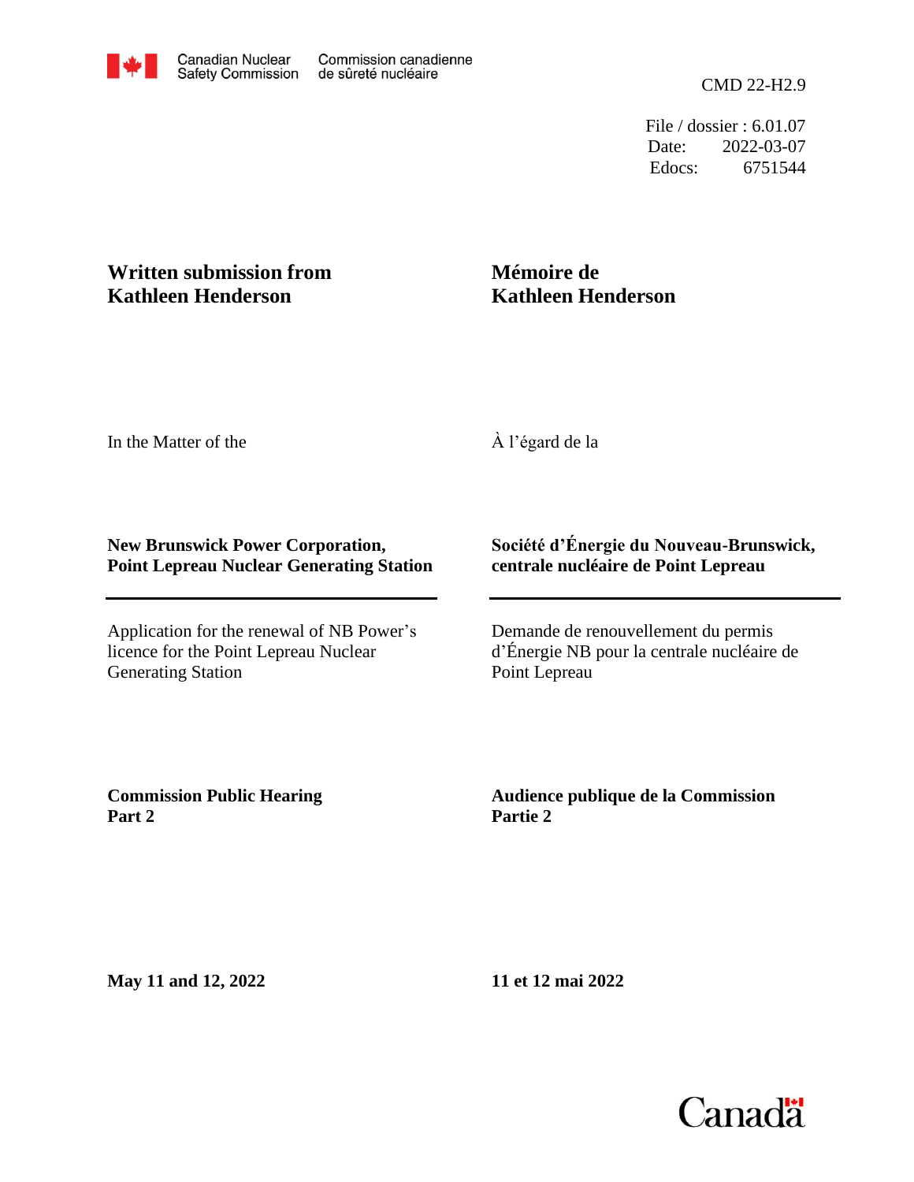Canadian Nuclear Safety Commission / Commission canadienne de sûreté nucléaire

CMD 22-H2.9

File / dossier : 6.01.07
Date: 2022-03-07
Edocs: 6751544

**Written submission from Kathleen Henderson**

**Mémoire de Kathleen Henderson**

In the Matter of the

À l'égard de la

**New Brunswick Power Corporation, Point Lepreau Nuclear Generating Station**

**Société d'Énergie du Nouveau-Brunswick, centrale nucléaire de Point Lepreau**

Application for the renewal of NB Power's licence for the Point Lepreau Nuclear Generating Station

Demande de renouvellement du permis d'Énergie NB pour la centrale nucléaire de Point Lepreau

**Commission Public Hearing Part 2**

**Audience publique de la Commission Partie 2**

**May 11 and 12, 2022**

**11 et 12 mai 2022**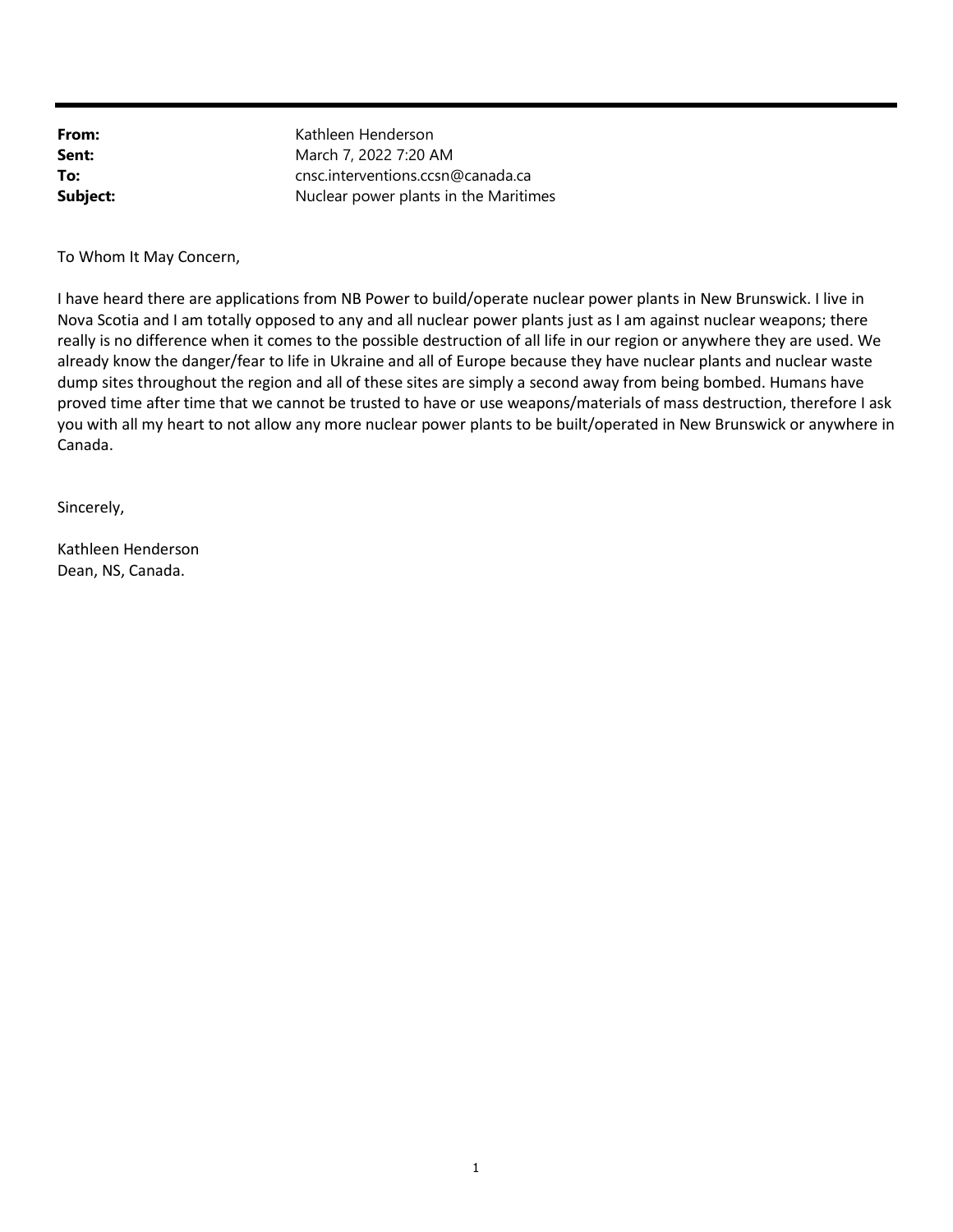**From:** Kathleen Henderson
**Sent:** March 7, 2022 7:20 AM
**To:** cnsc.interventions.ccsn@canada.ca
**Subject:** Nuclear power plants in the Maritimes

To Whom It May Concern,

I have heard there are applications from NB Power to build/operate nuclear power plants in New Brunswick. I live in Nova Scotia and I am totally opposed to any and all nuclear power plants just as I am against nuclear weapons; there really is no difference when it comes to the possible destruction of all life in our region or anywhere they are used. We already know the danger/fear to life in Ukraine and all of Europe because they have nuclear plants and nuclear waste dump sites throughout the region and all of these sites are simply a second away from being bombed. Humans have proved time after time that we cannot be trusted to have or use weapons/materials of mass destruction, therefore I ask you with all my heart to not allow any more nuclear power plants to be built/operated in New Brunswick or anywhere in Canada.

Sincerely,

Kathleen Henderson
Dean, NS, Canada.